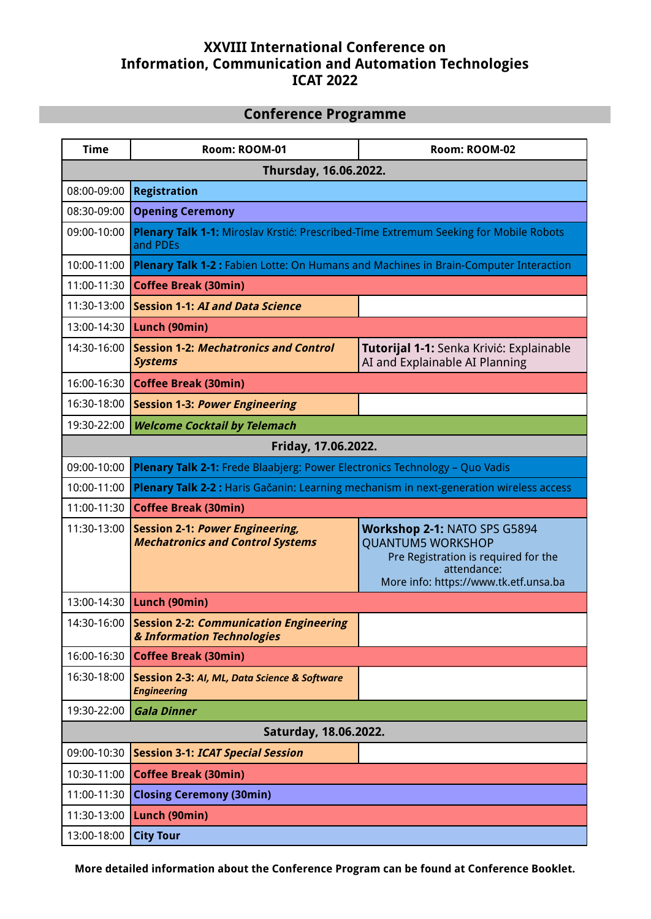# XXVIII International Conference on Information, Communication and Automation Technologies ICAT 2022

## Conference Programme

| Time | Room: ROOM-01 | Room: ROOM-02 |
|---|---|---|
| **Thursday, 16.06.2022.** | | |
| 08:00-09:00 | **Registration** | |
| 08:30-09:00 | **Opening Ceremony** | |
| 09:00-10:00 | **Plenary Talk 1-1:** Miroslav Krstić: Prescribed-Time Extremum Seeking for Mobile Robots and PDEs | |
| 10:00-11:00 | **Plenary Talk 1-2 :** Fabien Lotte: On Humans and Machines in Brain-Computer Interaction | |
| 11:00-11:30 | **Coffee Break (30min)** | |
| 11:30-13:00 | **Session 1-1:** ***AI and Data Science*** | |
| 13:00-14:30 | **Lunch (90min)** | |
| 14:30-16:00 | **Session 1-2:** ***Mechatronics and Control Systems*** | **Tutorijal 1-1:** Senka Krivić: Explainable AI and Explainable AI Planning |
| 16:00-16:30 | **Coffee Break (30min)** | |
| 16:30-18:00 | **Session 1-3:** ***Power Engineering*** | |
| 19:30-22:00 | ***Welcome Cocktail by Telemach*** | |
| **Friday, 17.06.2022.** | | |
| 09:00-10:00 | **Plenary Talk 2-1:** Frede Blaabjerg: Power Electronics Technology – Quo Vadis | |
| 10:00-11:00 | **Plenary Talk 2-2 :** Haris Gačanin: Learning mechanism in next-generation wireless access | |
| 11:00-11:30 | **Coffee Break (30min)** | |
| 11:30-13:00 | **Session 2-1:** ***Power Engineering, Mechatronics and Control Systems*** | **Workshop 2-1:** NATO SPS G5894 QUANTUM5 WORKSHOP Pre Registration is required for the attendance: More info: https://www.tk.etf.unsa.ba |
| 13:00-14:30 | **Lunch (90min)** | |
| 14:30-16:00 | **Session 2-2:** ***Communication Engineering & Information Technologies*** | |
| 16:00-16:30 | **Coffee Break (30min)** | |
| 16:30-18:00 | **Session 2-3:** ***AI, ML, Data Science & Software Engineering*** | |
| 19:30-22:00 | ***Gala Dinner*** | |
| **Saturday, 18.06.2022.** | | |
| 09:00-10:30 | **Session 3-1:** ***ICAT Special Session*** | |
| 10:30-11:00 | **Coffee Break (30min)** | |
| 11:00-11:30 | **Closing Ceremony (30min)** | |
| 11:30-13:00 | **Lunch (90min)** | |
| 13:00-18:00 | **City Tour** | |

**More detailed information about the Conference Program can be found at Conference Booklet.**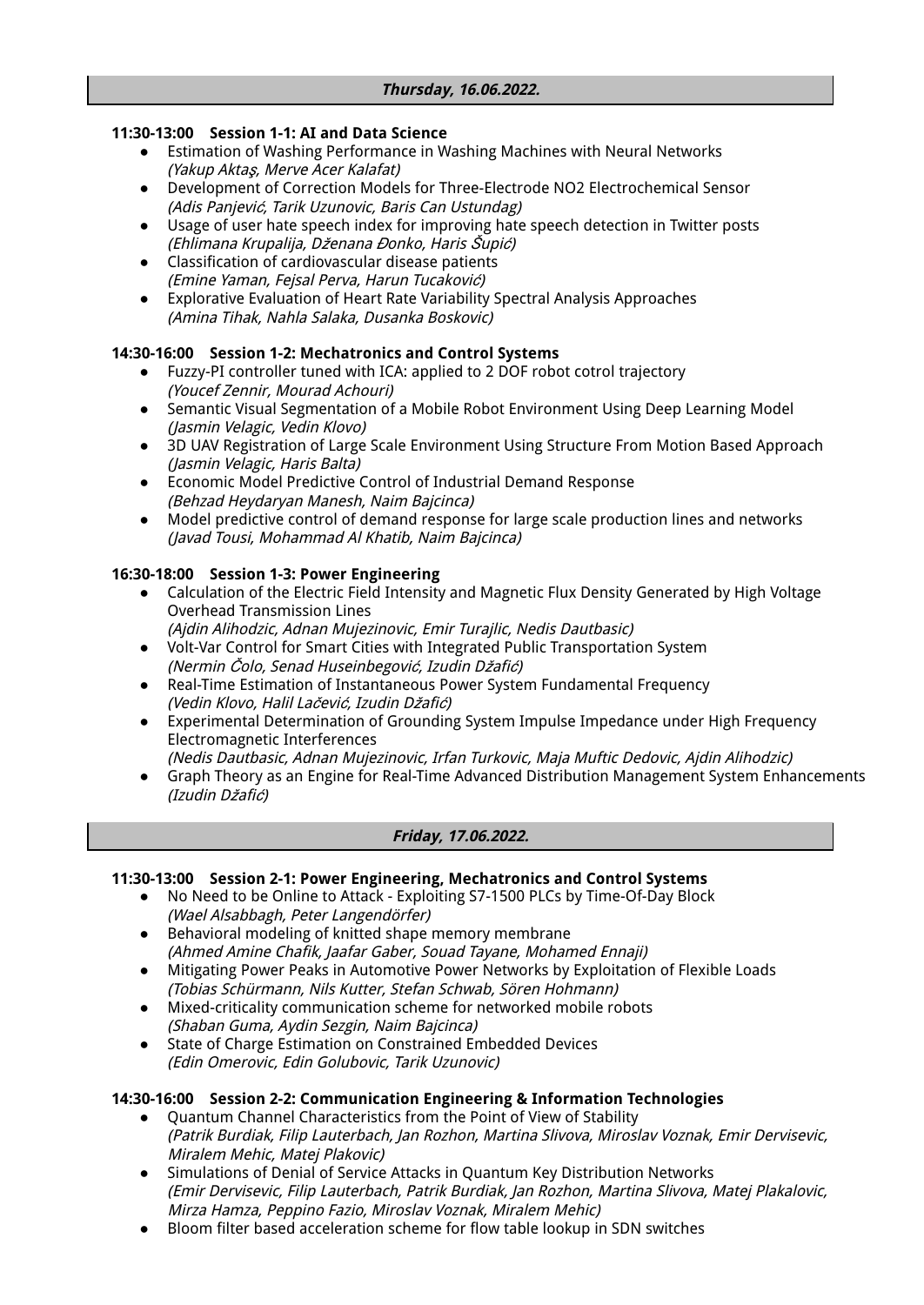## *Thursday, 16.06.2022.*

**11:30-13:00 Session 1-1: AI and Data Science**

- Estimation of Washing Performance in Washing Machines with Neural Networks
  *(Yakup Aktaş, Merve Acer Kalafat)*
- Development of Correction Models for Three-Electrode NO2 Electrochemical Sensor
  *(Adis Panjević, Tarik Uzunovic, Baris Can Ustundag)*
- Usage of user hate speech index for improving hate speech detection in Twitter posts
  *(Ehlimana Krupalija, Dženana Đonko, Haris Šupić)*
- Classification of cardiovascular disease patients
  *(Emine Yaman, Fejsal Perva, Harun Tucaković)*
- Explorative Evaluation of Heart Rate Variability Spectral Analysis Approaches
  *(Amina Tihak, Nahla Salaka, Dusanka Boskovic)*

**14:30-16:00 Session 1-2: Mechatronics and Control Systems**

- Fuzzy-PI controller tuned with ICA: applied to 2 DOF robot cotrol trajectory
  *(Youcef Zennir, Mourad Achouri)*
- Semantic Visual Segmentation of a Mobile Robot Environment Using Deep Learning Model
  *(Jasmin Velagic, Vedin Klovo)*
- 3D UAV Registration of Large Scale Environment Using Structure From Motion Based Approach
  *(Jasmin Velagic, Haris Balta)*
- Economic Model Predictive Control of Industrial Demand Response
  *(Behzad Heydaryan Manesh, Naim Bajcinca)*
- Model predictive control of demand response for large scale production lines and networks
  *(Javad Tousi, Mohammad Al Khatib, Naim Bajcinca)*

**16:30-18:00 Session 1-3: Power Engineering**

- Calculation of the Electric Field Intensity and Magnetic Flux Density Generated by High Voltage Overhead Transmission Lines
  *(Ajdin Alihodzic, Adnan Mujezinovic, Emir Turajlic, Nedis Dautbasic)*
- Volt-Var Control for Smart Cities with Integrated Public Transportation System
  *(Nermin Čolo, Senad Huseinbegović, Izudin Džafić)*
- Real-Time Estimation of Instantaneous Power System Fundamental Frequency
  *(Vedin Klovo, Halil Lačević, Izudin Džafić)*
- Experimental Determination of Grounding System Impulse Impedance under High Frequency Electromagnetic Interferences
  *(Nedis Dautbasic, Adnan Mujezinovic, Irfan Turkovic, Maja Muftic Dedovic, Ajdin Alihodzic)*
- Graph Theory as an Engine for Real-Time Advanced Distribution Management System Enhancements
  *(Izudin Džafić)*

## *Friday, 17.06.2022.*

**11:30-13:00 Session 2-1: Power Engineering, Mechatronics and Control Systems**

- No Need to be Online to Attack - Exploiting S7-1500 PLCs by Time-Of-Day Block
  *(Wael Alsabbagh, Peter Langendörfer)*
- Behavioral modeling of knitted shape memory membrane
  *(Ahmed Amine Chafik, Jaafar Gaber, Souad Tayane, Mohamed Ennaji)*
- Mitigating Power Peaks in Automotive Power Networks by Exploitation of Flexible Loads
  *(Tobias Schürmann, Nils Kutter, Stefan Schwab, Sören Hohmann)*
- Mixed-criticality communication scheme for networked mobile robots
  *(Shaban Guma, Aydin Sezgin, Naim Bajcinca)*
- State of Charge Estimation on Constrained Embedded Devices
  *(Edin Omerovic, Edin Golubovic, Tarik Uzunovic)*

**14:30-16:00 Session 2-2: Communication Engineering & Information Technologies**

- Quantum Channel Characteristics from the Point of View of Stability
  *(Patrik Burdiak, Filip Lauterbach, Jan Rozhon, Martina Slivova, Miroslav Voznak, Emir Dervisevic, Miralem Mehic, Matej Plakovic)*
- Simulations of Denial of Service Attacks in Quantum Key Distribution Networks
  *(Emir Dervisevic, Filip Lauterbach, Patrik Burdiak, Jan Rozhon, Martina Slivova, Matej Plakalovic, Mirza Hamza, Peppino Fazio, Miroslav Voznak, Miralem Mehic)*
- Bloom filter based acceleration scheme for flow table lookup in SDN switches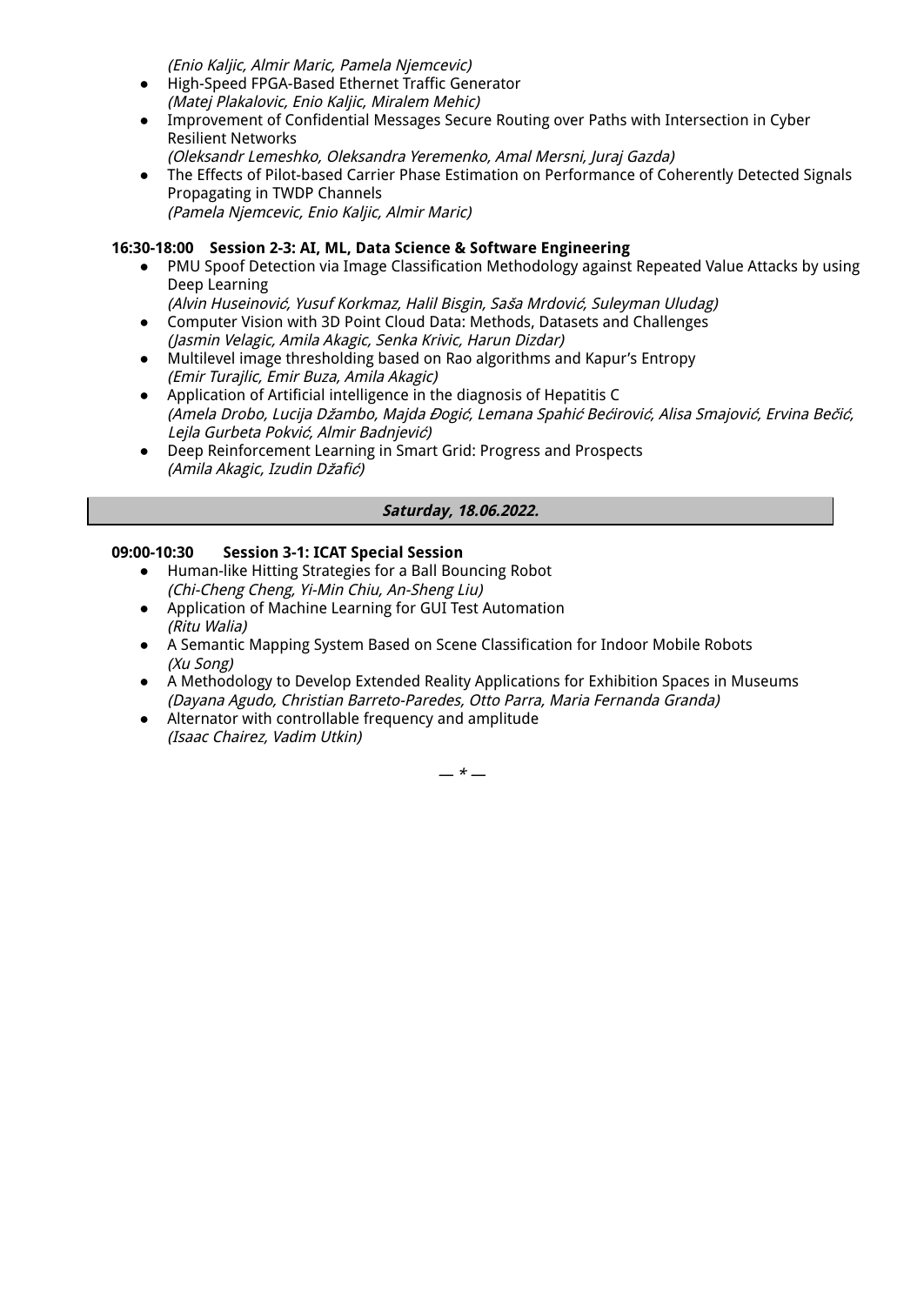*(Enio Kaljic, Almir Maric, Pamela Njemcevic)*

- High-Speed FPGA-Based Ethernet Traffic Generator  
  *(Matej Plakalovic, Enio Kaljic, Miralem Mehic)*
- Improvement of Confidential Messages Secure Routing over Paths with Intersection in Cyber Resilient Networks  
  *(Oleksandr Lemeshko, Oleksandra Yeremenko, Amal Mersni, Juraj Gazda)*
- The Effects of Pilot-based Carrier Phase Estimation on Performance of Coherently Detected Signals Propagating in TWDP Channels  
  *(Pamela Njemcevic, Enio Kaljic, Almir Maric)*

**16:30-18:00 Session 2-3: AI, ML, Data Science & Software Engineering**

- PMU Spoof Detection via Image Classification Methodology against Repeated Value Attacks by using Deep Learning  
  *(Alvin Huseinović, Yusuf Korkmaz, Halil Bisgin, Saša Mrdović, Suleyman Uludag)*
- Computer Vision with 3D Point Cloud Data: Methods, Datasets and Challenges  
  *(Jasmin Velagic, Amila Akagic, Senka Krivic, Harun Dizdar)*
- Multilevel image thresholding based on Rao algorithms and Kapur's Entropy  
  *(Emir Turajlic, Emir Buza, Amila Akagic)*
- Application of Artificial intelligence in the diagnosis of Hepatitis C  
  *(Amela Drobo, Lucija Džambo, Majda Đogić, Lemana Spahić Bećirović, Alisa Smajović, Ervina Bečić, Lejla Gurbeta Pokvić, Almir Badnjević)*
- Deep Reinforcement Learning in Smart Grid: Progress and Prospects  
  *(Amila Akagic, Izudin Džafić)*

***Saturday, 18.06.2022.***

**09:00-10:30 Session 3-1: ICAT Special Session**

- Human-like Hitting Strategies for a Ball Bouncing Robot  
  *(Chi-Cheng Cheng, Yi-Min Chiu, An-Sheng Liu)*
- Application of Machine Learning for GUI Test Automation  
  *(Ritu Walia)*
- A Semantic Mapping System Based on Scene Classification for Indoor Mobile Robots  
  *(Xu Song)*
- A Methodology to Develop Extended Reality Applications for Exhibition Spaces in Museums  
  *(Dayana Agudo, Christian Barreto-Paredes, Otto Parra, Maria Fernanda Granda)*
- Alternator with controllable frequency and amplitude  
  *(Isaac Chairez, Vadim Utkin)*

— * —